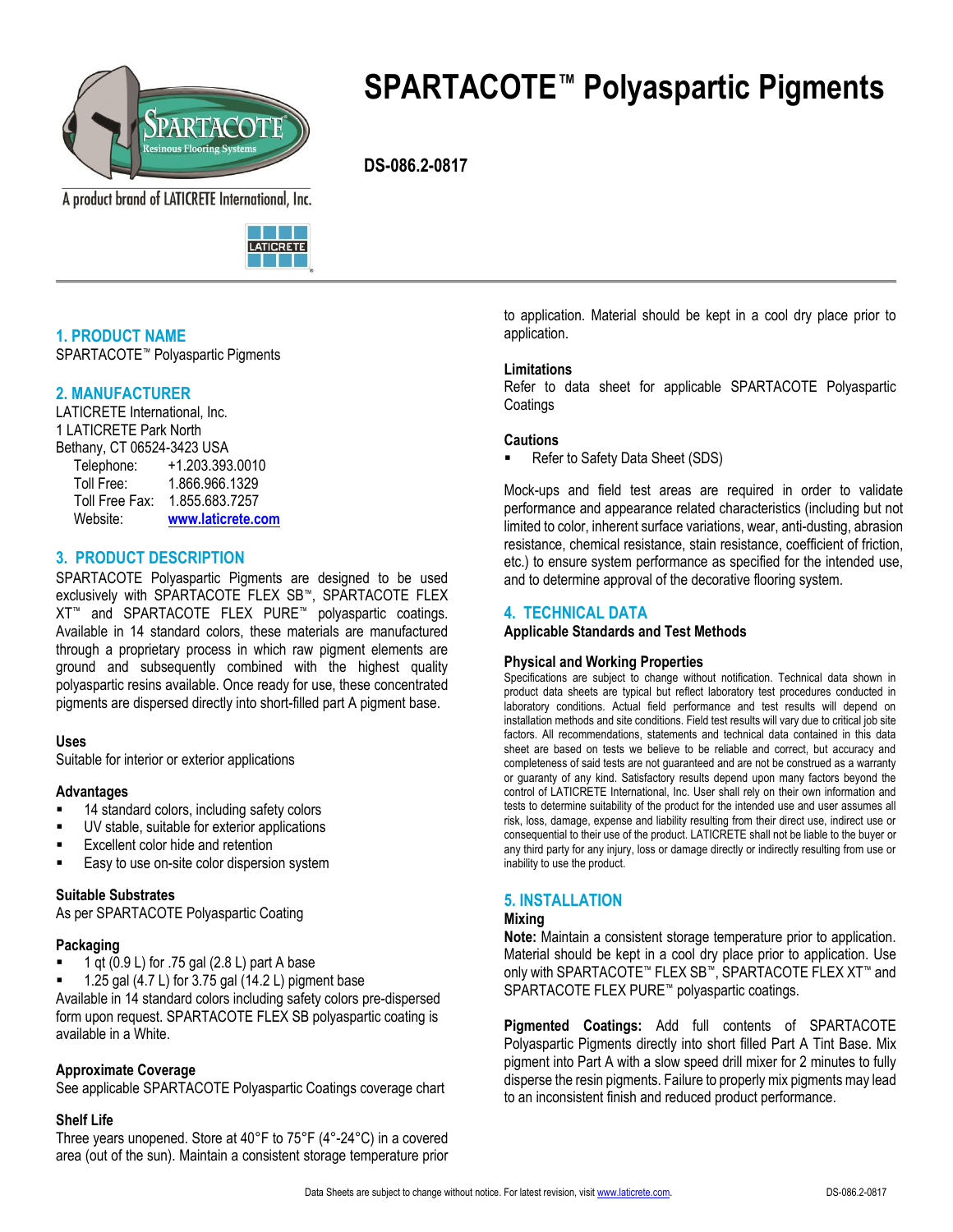# SPARTACOTE™ Polyaspartic Pigments

**DS-086.2-0817**

A product brand of LATICRETE International, Inc.

## 1. PRODUCT NAME

SPARTACOTE™ Polyaspartic Pigments

## 2. MANUFACTURER

LATICRETE International, Inc.
1 LATICRETE Park North
Bethany, CT 06524-3423 USA

| | |
|---|---|
| Telephone: | +1.203.393.0010 |
| Toll Free: | 1.866.966.1329 |
| Toll Free Fax: | 1.855.683.7257 |
| Website: | www.laticrete.com |

## 3. PRODUCT DESCRIPTION

SPARTACOTE Polyaspartic Pigments are designed to be used exclusively with SPARTACOTE FLEX SB™, SPARTACOTE FLEX XT™ and SPARTACOTE FLEX PURE™ polyaspartic coatings. Available in 14 standard colors, these materials are manufactured through a proprietary process in which raw pigment elements are ground and subsequently combined with the highest quality polyaspartic resins available. Once ready for use, these concentrated pigments are dispersed directly into short-filled part A pigment base.

### Uses

Suitable for interior or exterior applications

### Advantages

- 14 standard colors, including safety colors
- UV stable, suitable for exterior applications
- Excellent color hide and retention
- Easy to use on-site color dispersion system

### Suitable Substrates

As per SPARTACOTE Polyaspartic Coating

### Packaging

- 1 qt (0.9 L) for .75 gal (2.8 L) part A base
- 1.25 gal (4.7 L) for 3.75 gal (14.2 L) pigment base

Available in 14 standard colors including safety colors pre-dispersed form upon request. SPARTACOTE FLEX SB polyaspartic coating is available in a White.

### Approximate Coverage

See applicable SPARTACOTE Polyaspartic Coatings coverage chart

### Shelf Life

Three years unopened. Store at 40°F to 75°F (4°-24°C) in a covered area (out of the sun). Maintain a consistent storage temperature prior to application. Material should be kept in a cool dry place prior to application.

### Limitations

Refer to data sheet for applicable SPARTACOTE Polyaspartic Coatings

### Cautions

- Refer to Safety Data Sheet (SDS)

Mock-ups and field test areas are required in order to validate performance and appearance related characteristics (including but not limited to color, inherent surface variations, wear, anti-dusting, abrasion resistance, chemical resistance, stain resistance, coefficient of friction, etc.) to ensure system performance as specified for the intended use, and to determine approval of the decorative flooring system.

## 4. TECHNICAL DATA

### Applicable Standards and Test Methods

### Physical and Working Properties

Specifications are subject to change without notification. Technical data shown in product data sheets are typical but reflect laboratory test procedures conducted in laboratory conditions. Actual field performance and test results will depend on installation methods and site conditions. Field test results will vary due to critical job site factors. All recommendations, statements and technical data contained in this data sheet are based on tests we believe to be reliable and correct, but accuracy and completeness of said tests are not guaranteed and are not be construed as a warranty or guaranty of any kind. Satisfactory results depend upon many factors beyond the control of LATICRETE International, Inc. User shall rely on their own information and tests to determine suitability of the product for the intended use and user assumes all risk, loss, damage, expense and liability resulting from their direct use, indirect use or consequential to their use of the product. LATICRETE shall not be liable to the buyer or any third party for any injury, loss or damage directly or indirectly resulting from use or inability to use the product.

## 5. INSTALLATION

### Mixing

**Note:** Maintain a consistent storage temperature prior to application. Material should be kept in a cool dry place prior to application. Use only with SPARTACOTE™ FLEX SB™, SPARTACOTE FLEX XT™ and SPARTACOTE FLEX PURE™ polyaspartic coatings.

**Pigmented Coatings:** Add full contents of SPARTACOTE Polyaspartic Pigments directly into short filled Part A Tint Base. Mix pigment into Part A with a slow speed drill mixer for 2 minutes to fully disperse the resin pigments. Failure to properly mix pigments may lead to an inconsistent finish and reduced product performance.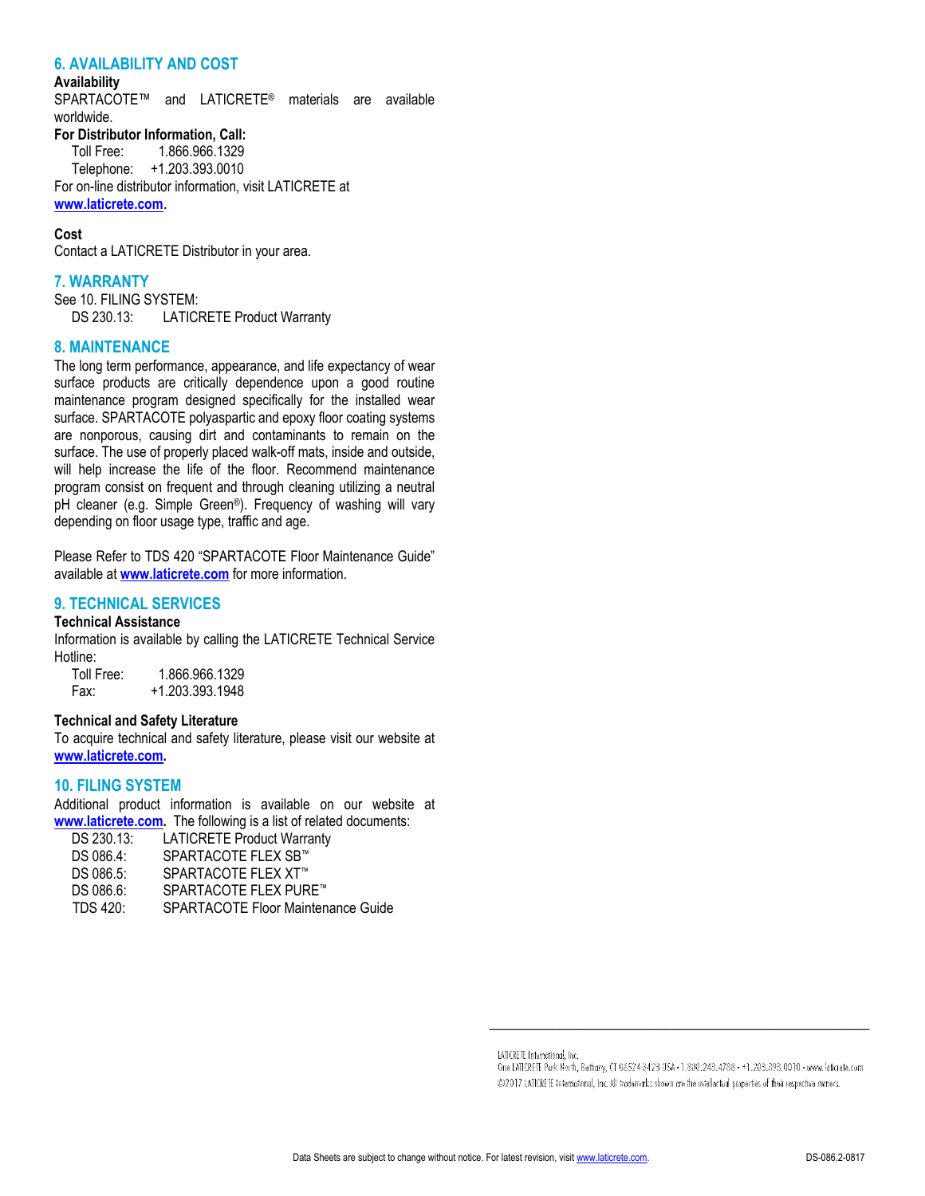## 6. AVAILABILITY AND COST

**Availability**

SPARTACOTE™ and LATICRETE® materials are available worldwide.

**For Distributor Information, Call:**

Toll Free: 1.866.966.1329
Telephone: +1.203.393.0010

For on-line distributor information, visit LATICRETE at **www.laticrete.com**.

**Cost**

Contact a LATICRETE Distributor in your area.

## 7. WARRANTY

See 10. FILING SYSTEM:

DS 230.13: LATICRETE Product Warranty

## 8. MAINTENANCE

The long term performance, appearance, and life expectancy of wear surface products are critically dependence upon a good routine maintenance program designed specifically for the installed wear surface. SPARTACOTE polyaspartic and epoxy floor coating systems are nonporous, causing dirt and contaminants to remain on the surface. The use of properly placed walk-off mats, inside and outside, will help increase the life of the floor. Recommend maintenance program consist on frequent and through cleaning utilizing a neutral pH cleaner (e.g. Simple Green®). Frequency of washing will vary depending on floor usage type, traffic and age.

Please Refer to TDS 420 "SPARTACOTE Floor Maintenance Guide" available at **www.laticrete.com** for more information.

## 9. TECHNICAL SERVICES

**Technical Assistance**

Information is available by calling the LATICRETE Technical Service Hotline:

Toll Free: 1.866.966.1329
Fax: +1.203.393.1948

**Technical and Safety Literature**

To acquire technical and safety literature, please visit our website at **www.laticrete.com.**

## 10. FILING SYSTEM

Additional product information is available on our website at **www.laticrete.com.** The following is a list of related documents:

DS 230.13: LATICRETE Product Warranty
DS 086.4: SPARTACOTE FLEX SB™
DS 086.5: SPARTACOTE FLEX XT™
DS 086.6: SPARTACOTE FLEX PURE™
TDS 420: SPARTACOTE Floor Maintenance Guide

LATICRETE International, Inc.
One LATICRETE Park North, Bethany, CT 06524-3423 USA • 1.800.243.4788 • +1.203.393.0010 • www.laticrete.com
©2017 LATICRETE International, Inc. All trademarks shown are the intellectual properties of their respective owners.

Data Sheets are subject to change without notice. For latest revision, visit www.laticrete.com.

DS-086.2-0817